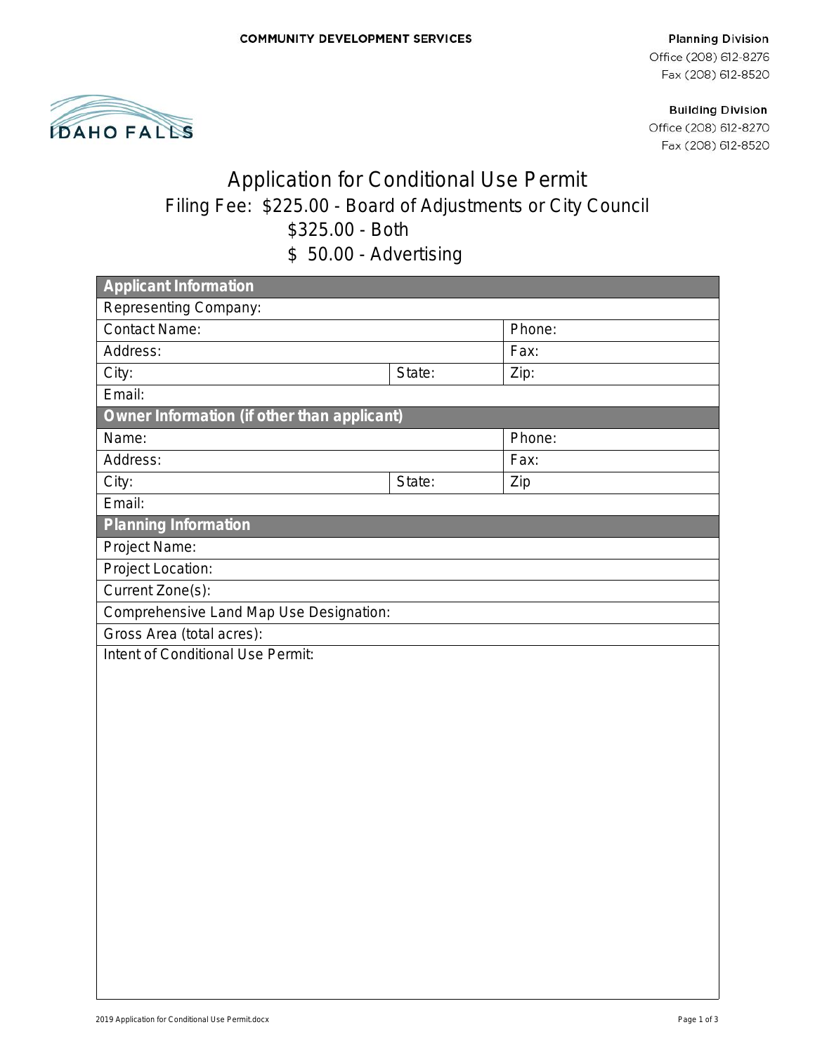COMMUNITY DEVELOPMENT SERVICES

**Planning Division**
Office (208) 612-8276
Fax (208) 612-8520

**Building Division**
Office (208) 612-8270
Fax (208) 612-8520

IDAHO FALLS

# Application for Conditional Use Permit

## Filing Fee: $225.00 - Board of Adjustments or City Council
## $325.00 - Both
## $ 50.00 - Advertising

| **Applicant Information** | | |
|---|---|---|
| Representing Company: | | |
| Contact Name: | | Phone: |
| Address: | | Fax: |
| City: | State: | Zip: |
| Email: | | |
| **Owner Information (if other than applicant)** | | |
| Name: | | Phone: |
| Address: | | Fax: |
| City: | State: | Zip |
| Email: | | |
| **Planning Information** | | |
| Project Name: | | |
| Project Location: | | |
| Current Zone(s): | | |
| Comprehensive Land Map Use Designation: | | |
| Gross Area (total acres): | | |
| Intent of Conditional Use Permit: | | |

2019 Application for Conditional Use Permit.docx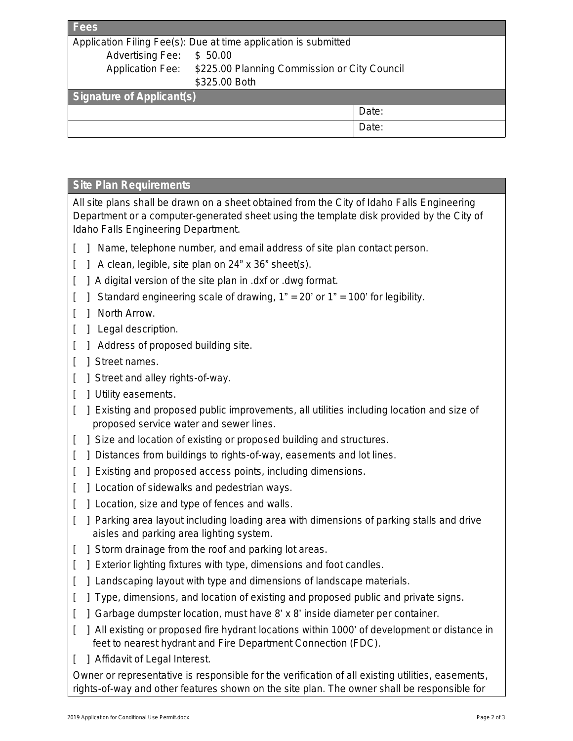## Fees

Application Filing Fee(s): Due at time application is submitted

| | |
|---|---|
| Advertising Fee: | $ 50.00 |
| Application Fee: | $225.00 Planning Commission or City Council |
| | $325.00 Both |

## Signature of Applicant(s)

| | |
|---|---|
| | Date: |
| | Date: |

## Site Plan Requirements

All site plans shall be drawn on a sheet obtained from the City of Idaho Falls Engineering Department or a computer-generated sheet using the template disk provided by the City of Idaho Falls Engineering Department.

- [ ] Name, telephone number, and email address of site plan contact person.
- [ ] A clean, legible, site plan on 24" x 36" sheet(s).
- [ ] A digital version of the site plan in .dxf or .dwg format.
- [ ] Standard engineering scale of drawing, 1" = 20' or 1" = 100' for legibility.
- [ ] North Arrow.
- [ ] Legal description.
- [ ] Address of proposed building site.
- [ ] Street names.
- [ ] Street and alley rights-of-way.
- [ ] Utility easements.
- [ ] Existing and proposed public improvements, all utilities including location and size of proposed service water and sewer lines.
- [ ] Size and location of existing or proposed building and structures.
- [ ] Distances from buildings to rights-of-way, easements and lot lines.
- [ ] Existing and proposed access points, including dimensions.
- [ ] Location of sidewalks and pedestrian ways.
- [ ] Location, size and type of fences and walls.
- [ ] Parking area layout including loading area with dimensions of parking stalls and drive aisles and parking area lighting system.
- [ ] Storm drainage from the roof and parking lot areas.
- [ ] Exterior lighting fixtures with type, dimensions and foot candles.
- [ ] Landscaping layout with type and dimensions of landscape materials.
- [ ] Type, dimensions, and location of existing and proposed public and private signs.
- [ ] Garbage dumpster location, must have 8' x 8' inside diameter per container.
- [ ] All existing or proposed fire hydrant locations within 1000' of development or distance in feet to nearest hydrant and Fire Department Connection (FDC).
- [ ] Affidavit of Legal Interest.

Owner or representative is responsible for the verification of all existing utilities, easements, rights-of-way and other features shown on the site plan. The owner shall be responsible for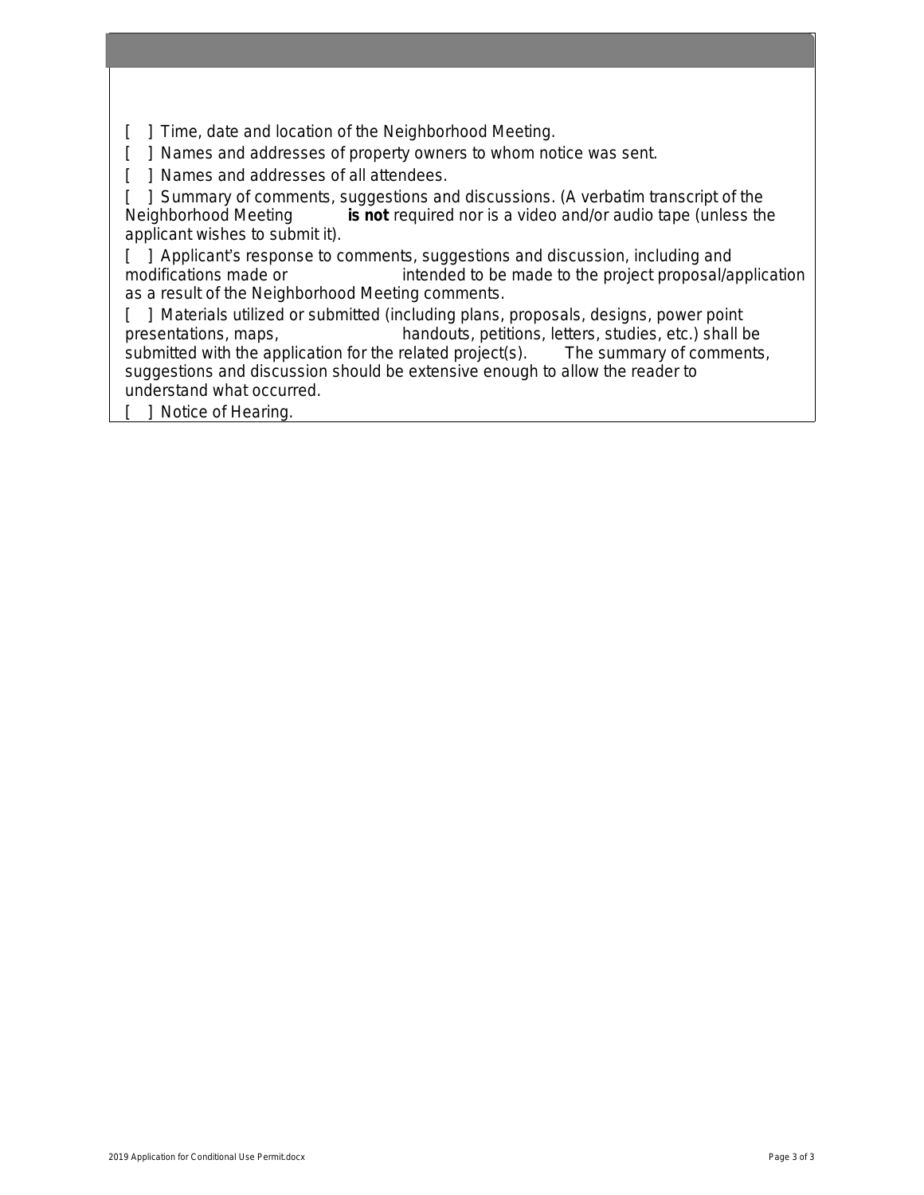[ ] Time, date and location of the Neighborhood Meeting.

[ ] Names and addresses of property owners to whom notice was sent.

[ ] Names and addresses of all attendees.

[ ] Summary of comments, suggestions and discussions. (A verbatim transcript of the Neighborhood Meeting **is not** required nor is a video and/or audio tape (unless the applicant wishes to submit it).

[ ] Applicant's response to comments, suggestions and discussion, including and modifications made or intended to be made to the project proposal/application as a result of the Neighborhood Meeting comments.

[ ] Materials utilized or submitted (including plans, proposals, designs, power point presentations, maps, handouts, petitions, letters, studies, etc.) shall be submitted with the application for the related project(s). The summary of comments, suggestions and discussion should be extensive enough to allow the reader to understand what occurred.

[ ] Notice of Hearing.